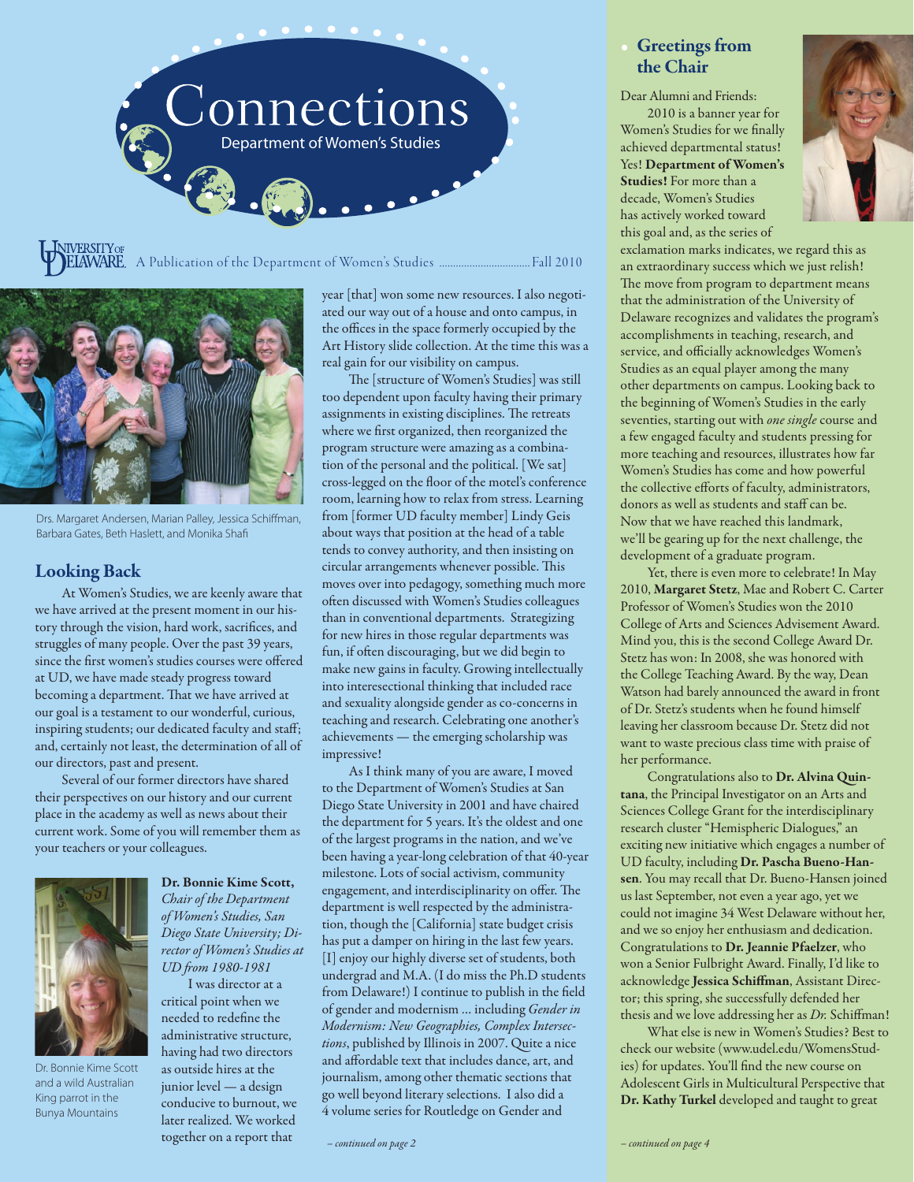# Connections

Department of Women's Studies

University of Delaware. A Publication of the Department of Women's Studies ................................ Fall 2010

Drs. Margaret Andersen, Marian Palley, Jessica Schiffman, Barbara Gates, Beth Haslett, and Monika Shafi

## Looking Back

At Women's Studies, we are keenly aware that we have arrived at the present moment in our history through the vision, hard work, sacrifices, and struggles of many people. Over the past 39 years, since the first women's studies courses were offered at UD, we have made steady progress toward becoming a department. That we have arrived at our goal is a testament to our wonderful, curious, inspiring students; our dedicated faculty and staff; and, certainly not least, the determination of all of our directors, past and present.

Several of our former directors have shared their perspectives on our history and our current place in the academy as well as news about their current work. Some of you will remember them as your teachers or your colleagues.

Dr. Bonnie Kime Scott and a wild Australian King parrot in the Bunya Mountains

**Dr. Bonnie Kime Scott,** *Chair of the Department of Women's Studies, San Diego State University; Director of Women's Studies at UD from 1980-1981*

I was director at a critical point when we needed to redefine the administrative structure, having had two directors as outside hires at the junior level — a design conducive to burnout, we later realized. We worked together on a report that year [that] won some new resources. I also negotiated our way out of a house and onto campus, in the offices in the space formerly occupied by the Art History slide collection. At the time this was a real gain for our visibility on campus.

The [structure of Women's Studies] was still too dependent upon faculty having their primary assignments in existing disciplines. The retreats where we first organized, then reorganized the program structure were amazing as a combination of the personal and the political. [We sat] cross-legged on the floor of the motel's conference room, learning how to relax from stress. Learning from [former UD faculty member] Lindy Geis about ways that position at the head of a table tends to convey authority, and then insisting on circular arrangements whenever possible. This moves over into pedagogy, something much more often discussed with Women's Studies colleagues than in conventional departments. Strategizing for new hires in those regular departments was fun, if often discouraging, but we did begin to make new gains in faculty. Growing intellectually into interesectional thinking that included race and sexuality alongside gender as co-concerns in teaching and research. Celebrating one another's achievements — the emerging scholarship was impressive!

As I think many of you are aware, I moved to the Department of Women's Studies at San Diego State University in 2001 and have chaired the department for 5 years. It's the oldest and one of the largest programs in the nation, and we've been having a year-long celebration of that 40-year milestone. Lots of social activism, community engagement, and interdisciplinarity on offer. The department is well respected by the administration, though the [California] state budget crisis has put a damper on hiring in the last few years. [I] enjoy our highly diverse set of students, both undergrad and M.A. (I do miss the Ph.D students from Delaware!) I continue to publish in the field of gender and modernism ... including *Gender in Modernism: New Geographies, Complex Intersections*, published by Illinois in 2007. Quite a nice and affordable text that includes dance, art, and journalism, among other thematic sections that go well beyond literary selections. I also did a 4 volume series for Routledge on Gender and

*– continued on page 2*

## Greetings from the Chair

Dear Alumni and Friends:

2010 is a banner year for Women's Studies for we finally achieved departmental status! Yes! **Department of Women's Studies!** For more than a decade, Women's Studies has actively worked toward this goal and, as the series of exclamation marks indicates, we regard this as an extraordinary success which we just relish! The move from program to department means that the administration of the University of Delaware recognizes and validates the program's accomplishments in teaching, research, and service, and officially acknowledges Women's Studies as an equal player among the many other departments on campus. Looking back to the beginning of Women's Studies in the early seventies, starting out with *one single* course and a few engaged faculty and students pressing for more teaching and resources, illustrates how far Women's Studies has come and how powerful the collective efforts of faculty, administrators, donors as well as students and staff can be. Now that we have reached this landmark, we'll be gearing up for the next challenge, the development of a graduate program.

Yet, there is even more to celebrate! In May 2010, **Margaret Stetz**, Mae and Robert C. Carter Professor of Women's Studies won the 2010 College of Arts and Sciences Advisement Award. Mind you, this is the second College Award Dr. Stetz has won: In 2008, she was honored with the College Teaching Award. By the way, Dean Watson had barely announced the award in front of Dr. Stetz's students when he found himself leaving her classroom because Dr. Stetz did not want to waste precious class time with praise of her performance.

Congratulations also to **Dr. Alvina Quintana**, the Principal Investigator on an Arts and Sciences College Grant for the interdisciplinary research cluster "Hemispheric Dialogues," an exciting new initiative which engages a number of UD faculty, including **Dr. Pascha Bueno-Hansen**. You may recall that Dr. Bueno-Hansen joined us last September, not even a year ago, yet we could not imagine 34 West Delaware without her, and we so enjoy her enthusiasm and dedication. Congratulations to **Dr. Jeannie Pfaelzer**, who won a Senior Fulbright Award. Finally, I'd like to acknowledge **Jessica Schiffman**, Assistant Director; this spring, she successfully defended her thesis and we love addressing her as *Dr.* Schiffman!

What else is new in Women's Studies? Best to check our website (www.udel.edu/WomensStudies) for updates. You'll find the new course on Adolescent Girls in Multicultural Perspective that **Dr. Kathy Turkel** developed and taught to great

*– continued on page 4*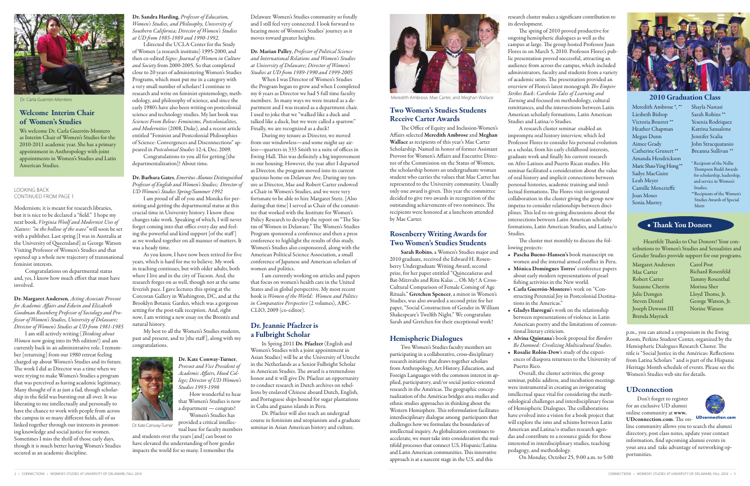Dr. Carla Guerrón-Montero

## Welcome Interim Chair of Women's Studies

We welcome Dr. Carla Guerrón-Montero as Interim Chair of Women's Studies for the 2010-2011 academic year. She has a primary appointment in Anthropology with joint appointments in Women's Studies and Latin American Studies.

LOOKING BACK
CONTINUED FROM PAGE 1

Modernism; it is meant for research libraries, but it is soon to be declared a "field." I hope my next book, *Virginia Woolf and Modernist Uses of Nature: "in the hollow of the wave"* will soon be set with a publisher. Last spring [I was in Australia at the University of Queensland] as George Watson Visiting Professor of Women's Studies and that opened up a whole new trajectory of transnational feminist interests.

Congratulations on departmental status and, yes, I know how much effort that must have involved.

**Dr. Margaret Andersen**, *Acting Associate Provost for Academic Affairs and Edwin and Elizabeth Goodman Rosenberg Professor of Sociology and Professor of Women's Studies, University of Delaware; Director of Women's Studies at UD from 1981-1985*

I am still actively writing (*Thinking about Women* now going into its 9th edition!) and am currently back in an administrative role. I remember [returning] from our 1980 retreat feeling charged up about Women's Studies and its future. The work I did as Director was a time when we were trying to make Women's Studies a program that was perceived as having academic legitimacy. Many thought of it as just a fad, though scholarship in the field was bursting out all over. It was liberating to me intellectually and personally to have the chance to work with people from across the campus in so many different fields, all of us linked together through our interests in promoting knowledge and social justice for women. Sometimes I miss the thrill of those early days, though it is much better having Women's Studies secured as an academic discipline.

**Dr. Sandra Harding**, *Professor of Education, Women's Studies, and Philosophy, University of Southern California; Director of Women's Studies at UD from 1985-1989 and 1990-1992.*

I directed the UCLA Center for the Study of Women (a research institute) 1995-2000, and then co-edited *Signs: Journal of Women in Culture and Society* from 2000-2005. So that completed close to 20 years of administering Women's Studies Programs, which must put me in a category with a very small number of scholars! I continue to research and write on feminist epistemology, methodology, and philosophy of science, and since the early 1980's have also been writing on postcolonial science and technology studies. My last book was *Sciences From Below: Feminisms, Postcolonialities, and Modernities* (2008, Duke), and a recent article entitled "Feminist and Postcolonial Philosophies of Science: Convergences and Disconnections" appeared in *Postcolonial Studies* 12:4, Dec. 2009.

Congratulations to you all for getting [the departmentalization]! About time.

**Dr. Barbara Gates**, *Emeritus Alumni Distinguished Professor of English and Women's Studies; Director of UD Women's Studies Spring/Summer 1992*

I am proud of all of you and Monika for persisting and getting the departmental status at this crucial time in University history. I know these changes take work. Speaking of which, I will never forget coming into that office every day and feeling the powerful and kind support [of the staff] as we worked together on all manner of matters. It was a heady time.

As you know, I have now been retired for five years, which is hard for me to believe. My work in teaching continues, but with older adults, both where I live and in the city of Tucson. And, the research forges on as well, though not at the same feverish pace. I gave lectures this spring at the Corcoran Gallery in Washington, DC, and at the Brooklyn Botanic Garden, which was a gorgeous setting for the post-talk reception. And, right now, I am writing a new essay on the Brontës and natural history.

My best to all the Women's Studies students, past and present, and to [the staff], along with my congratulations.

Dr. Kate Conway-Turner

**Dr. Kate Conway-Turner**, *Provost and Vice President of Academic Affairs, Hood College; Director of UD Women's Studies 1993-1996*

How wonderful to hear that Women's Studies is now a department — congrats! Women's Studies has provided a critical intellectual base for faculty members and students over the years [and] can boast to have elevated the understanding of how gender impacts the world for so many. I remember the Delaware Women's Studies community so fondly and I still feel very connected. I look forward to hearing more of Women's Studies' journey as it moves toward greater heights.

**Dr. Marian Palley**, *Professor of Political Science and International Relations and Women's Studies at University of Delaware; Director of Women's Studies at UD from 1989-1990 and 1999-2005*

When I was Director of Women's Studies the Program began to grow and when I completed my 6 years as Director we had 5 full time faculty members. In many ways we were treated as a department and I was treated as a department chair. I used to joke that we "walked like a duck and talked like a duck, but we were called a sparrow." Finally, we are recognized as a duck!

During my tenure as Director, we moved from our windowless—and some might say airless—quarters in 333 Smith to a suite of offices in Ewing Hall. This was definitely a big improvement in our housing. However, the year after I departed as Director, the program moved into its current spacious home on Delaware Ave. During my tenure as Director, Mae and Robert Carter endowed a Chair in Women's Studies, and we were very fortunate to be able to hire Margaret Stetz. [Also during that time] I served as Chair of the committee that worked with the Institute for Women's Policy Research to develop the report on "The Status of Women in Delaware." The Women's Studies Program sponsored a conference and then a press conference to highlight the results of this study. Women's Studies also cosponsored, along with the American Political Science Association, a small conference of Japanese and American scholars of women and politics.

I am currently working on articles and papers that focus on women's health care in the United States and in global perspective. My most recent book is *Women of the World: Women and Politics in Comparative Perspective* (2 volumes), ABC-CLIO, 2009 (co-editor).

## Dr. Jeannie Pfaelzer is a Fulbright Scholar

In Spring 2011 **Dr. Pfaelzer** (English and Women's Studies with a joint appointment in Asian Studies) will be at the University of Utrecht in the Netherlands as a Senior Fulbright Scholar in American Studies. The award is a tremendous honor and it will give Dr. Pfaelzer an opportunity to conduct research in Dutch archives on rebellions by enslaved Chinese aboard Dutch, English, and Portuguese ships bound for sugar plantations in Cuba and guano islands in Peru.

Dr. Pfaelzer will also teach an undergrad course in feminism and utopianism and a graduate seminar in Asian American history and culture.

Meredith Ambrose, Mae Carter, and Meghan Wallace

## Two Women's Studies Students Receive Carter Awards

The Office of Equity and Inclusion-Women's Affairs selected **Meredith Ambrose** and **Meghan Wallace** as recipients of this year's Mae Carter Scholarship. Named in honor of former Assistant Provost for Women's Affairs and Executive Director of the Commission on the Status of Women, the scholarship honors an undergraduate woman student who carries the values that Mae Carter has represented to the University community. Usually only one award is given. This year the committee decided to give two awards in recognition of the outstanding achievements of two nominees. The recipients were honored at a luncheon attended by Mae Carter.

## Rosenberry Writing Awards for Two Women's Studies Students

**Sarah Robins**, a Women's Studies major and 2010 graduate, received the Edward H. Rosenberry Undergraduate Writing Award, second prize, for her paper entitled "Quinceañeras and Bat-Mitzvahs and Ritu Kalas ... Oh My! A Cross-Cultural Comparison of Female Coming of Age Rituals." **Gretchen Spencer**, a minor in Women's Studies, was also awarded a second prize for her paper, "Social Construction of Gender in William Shakespeare's Twelfth Night." We congratulate Sarah and Gretchen for their exceptional work!

## Hemispheric Dialogues

Two Women's Studies faculty members are participating in a collaborative, cross-disciplinary research initiative that draws together scholars from Anthropology, Art History, Education, and Foreign Languages with the common interest in applied, participatory, and/or social justice-oriented research in the Américas. The geographic conceptualization of the Américas bridges area studies and ethnic studies approaches in thinking about the Western Hemisphere. This reformulation facilitates interdisciplinary dialogue among participants that challenges how we formulate the boundaries of intellectual inquiry. As globalization continues to accelerate, we must take into consideration the multifold processes that connect U.S. Hispanic/Latina and Latin American communities. This innovative approach is at a nascent stage in the U.S. and this research cluster makes a significant contribution to its development.

The spring of 2010 proved productive for ongoing hemispheric dialogues as well as the campus at large. The group hosted Professor Juan Flores in on March 5, 2010. Professor Flores's public presentation proved successful, attracting an audience from across the campus, which included administrators, faculty and students from a variety of academic units. The presentation provided an overview of Flores's latest monograph *The Empire Strikes Back: Caribeño Tales of Learning and Turning* and focused on methodology, cultural remittances, and the intersections between Latin American scholarly formations, Latin American Studies and Latina/o Studies.

A research cluster seminar enabled an impromptu oral history interview, which led Professor Flores to consider his personal evolution as a scholar, from his early childhood interests, graduate work and finally his current research on Afro-Latinos and Puerto Rican studies. His seminar facilitated a consideration about the value of oral history and implicit connections between personal histories, academic training and intellectual formations. The Flores visit invigorated collaboration in the cluster giving the group new impetus to consider relationships between disciplines. This led to on-going discussions about the intersections between Latin American scholarly formations, Latin American Studies, and Latina/o Studies.

The cluster met monthly to discuss the following projects:

- **Pascha Bueno-Hansen's** book manuscript on women and the internal armed conflict in Peru.
- **Mónica Domíngues Torres**' conference papers about early modern representations of pearl fishing activities in the New world.
- **Carla Guerrón-Montero**'s work on "Constructing Perennial Joy in Postcolonial Destinations in the Americas."
- **Gladys Ilarregui**'s work on the relationship between representations of violence in Latin American poetry and the limitations of conventional literary criticism.
- **Alvina Quintana**'s book proposal for *Borders Be Damned: Creolizing Multicultural Studies*.
- **Rosalie Rolón-Dow**'s study of the experiences of diaspora returnees to the University of Puerto Rico.

Overall, the cluster activities, the group seminar, public address, and incubation meetings were instrumental in creating an invigorating intellectual space vital for considering the methodological challenges and interdisciplinary focus of Hemispheric Dialogues. The collaborations have evolved into a vision for a book project that will explore the isms and schisms between Latin American and Latina/o studies research agendas and contribute to a resource guide for those interested in interdisciplinary studies, teaching pedagogy, and methodology.

On Monday, October 25, 9:00 a.m. to 5:00 p.m., you can attend a symposium in the Ewing Room, Perkins Student Center, organized by the Hemispheric Dialogues Research Cluster. The title is "Social Justice in the Américas: Reflections from Latina Scholars" and is part of the Hispanic Heritage Month schedule of events. Please see the Women's Studies web site for details.

## 2010 Graduation Class

Meredith Ambrose *, **
Liesbeth Bishop
Victoria Bourret **
Heather Chapman
Megan Dunn
Aimee Grady
Catherine Grunert **
Amanda Hendrickson
Marie Shau-Ying Hong**
Sadye MacGuire
Leah Meyer
Camille Moncrieffe
Joan Moses
Sonia Murrey
Shayla Nastasi
Sarah Robins **
Yesenia Rodriquez
Katrina Sansalone
Jennifer Scalia
John Stracquatanio
Breanna Sullivan **

* Recipient of the Nellie Thompson Rudd Awards for scholarship, leadership, and service in Women's Studies.
** Recipients of the Women's Studies Awards of Special Merit

## • Thank You Donors

Heartfelt Thanks to Our Donors! Your contributions to Women's Studies and Sexualities and Gender Studies provide support for our programs.

Margaret Andersen
Mae Carter
Robert Carter
Suzanne Cherrin
Julie Demgen
Steven Dentel
Joseph Dewson III
Brenda Mayrack
Carol Post
Richard Rosenfeld
Tammy Rosenthal
Morissa Sher
Lloyd Thoms, Jr.
George Watson, Jr.
Norine Watson

## UDconnection

Don't forget to register for an exclusive UD alumni online community at **www.UDconnection.com**. The online community allows you to search the alumni directory, post class notes, update your contact information, find upcoming alumni events in your area and take advantage of networking opportunities.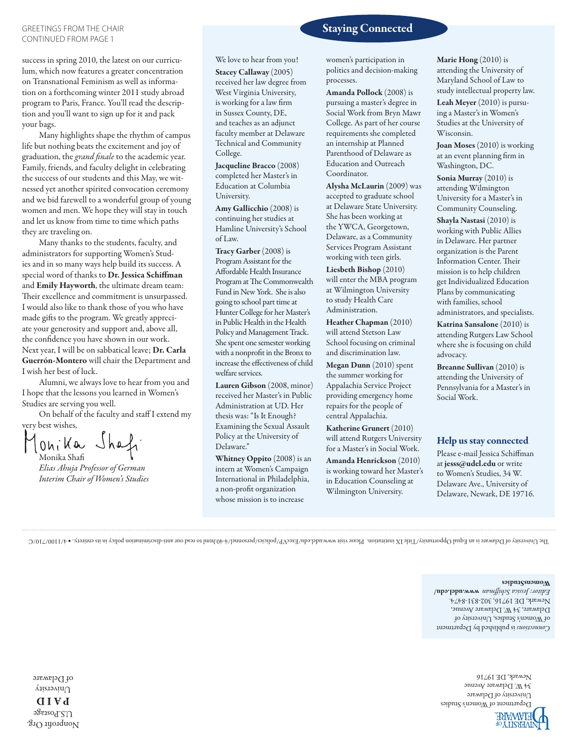GREETINGS FROM THE CHAIR
CONTINUED FROM PAGE 1

success in spring 2010, the latest on our curriculum, which now features a greater concentration on Transnational Feminism as well as information on a forthcoming winter 2011 study abroad program to Paris, France. You'll read the description and you'll want to sign up for it and pack your bags.

Many highlights shape the rhythm of campus life but nothing beats the excitement and joy of graduation, the *grand finale* to the academic year. Family, friends, and faculty delight in celebrating the success of our students and this May, we witnessed yet another spirited convocation ceremony and we bid farewell to a wonderful group of young women and men. We hope they will stay in touch and let us know from time to time which paths they are traveling on.

Many thanks to the students, faculty, and administrators for supporting Women's Studies and in so many ways help build its success. A special word of thanks to **Dr. Jessica Schiffman** and **Emily Hayworth**, the ultimate dream team: Their excellence and commitment is unsurpassed. I would also like to thank those of you who have made gifts to the program. We greatly appreciate your generosity and support and, above all, the confidence you have shown in our work. Next year, I will be on sabbatical leave; **Dr. Carla Guerrón-Montero** will chair the Department and I wish her best of luck.

Alumni, we always love to hear from you and I hope that the lessons you learned in Women's Studies are serving you well.

On behalf of the faculty and staff I extend my very best wishes,

Monika Shafi
*Elias Ahuja Professor of German*
*Interim Chair of Women's Studies*

## Staying Connected

We love to hear from you!

**Stacey Callaway** (2005) received her law degree from West Virginia University, is working for a law firm in Sussex County, DE, and teaches as an adjunct faculty member at Delaware Technical and Community College.

**Jacqueline Bracco** (2008) completed her Master's in Education at Columbia University.

**Amy Gallicchio** (2008) is continuing her studies at Hamline University's School of Law.

**Tracy Garber** (2008) is Program Assistant for the Affordable Health Insurance Program at The Commonwealth Fund in New York. She is also going to school part time at Hunter College for her Master's in Public Health in the Health Policy and Management Track. She spent one semester working with a nonprofit in the Bronx to increase the effectiveness of child welfare services.

**Lauren Gibson** (2008, minor) received her Master's in Public Administration at UD. Her thesis was: "Is It Enough? Examining the Sexual Assault Policy at the University of Delaware."

**Whitney Oppito** (2008) is an intern at Women's Campaign International in Philadelphia, a non-profit organization whose mission is to increase women's participation in politics and decision-making processes.

**Amanda Pollock** (2008) is pursuing a master's degree in Social Work from Bryn Mawr College. As part of her course requirements she completed an internship at Planned Parenthood of Delaware as Education and Outreach Coordinator.

**Alysha McLaurin** (2009) was accepted to graduate school at Delaware State University. She has been working at the YWCA, Georgetown, Delaware, as a Community Services Program Assistant working with teen girls.

**Liesbeth Bishop** (2010) will enter the MBA program at Wilmington University to study Health Care Administration.

**Heather Chapman** (2010) will attend Stetson Law School focusing on criminal and discrimination law.

**Megan Dunn** (2010) spent the summer working for Appalachia Service Project providing emergency home repairs for the people of central Appalachia.

**Katherine Grunert** (2010) will attend Rutgers University for a Master's in Social Work.

**Amanda Henrickson** (2010) is working toward her Master's in Education Counseling at Wilmington University.

**Marie Hong** (2010) is attending the University of Maryland School of Law to study intellectual property law.

**Leah Meyer** (2010) is pursuing a Master's in Women's Studies at the University of Wisconsin.

**Joan Moses** (2010) is working at an event planning firm in Washington, DC.

**Sonia Murray** (2010) is attending Wilmington University for a Master's in Community Counseling.

**Shayla Nastasi** (2010) is working with Public Allies in Delaware. Her partner organization is the Parent Information Center. Their mission is to help children get Individualized Education Plans by communicating with families, school administrators, and specialists.

**Katrina Sansalone** (2010) is attending Rutgers Law School where she is focusing on child advocacy.

**Breanne Sullivan** (2010) is attending the University of Pennsylvania for a Master's in Social Work.

### Help us stay connected

Please e-mail Jessica Schiffman at **jesss@udel.edu** or write to Women's Studies, 34 W. Delaware Ave., University of Delaware, Newark, DE 19716.

The University of Delaware is an Equal Opportunity/Title IX institution. Please visit www.udel.edu/ExecVP/policies/personnel/4-40.html to read our anti-discrimination policy in its entirety. • 4/1100/710/C

*Connections* is published by Department of Women's Studies, University of Delaware, 34 W. Delaware Avenue, Newark, DE 19716, 302-831-8474.
*Editor: Jessica Schiffman* **www.udel.edu/WomensStudies**

University of Delaware
Department of Women's Studies
University of Delaware
34 W. Delaware Avenue
Newark, DE 19716

Nonprofit Org.
U.S. Postage
**PAID**
University
of Delaware